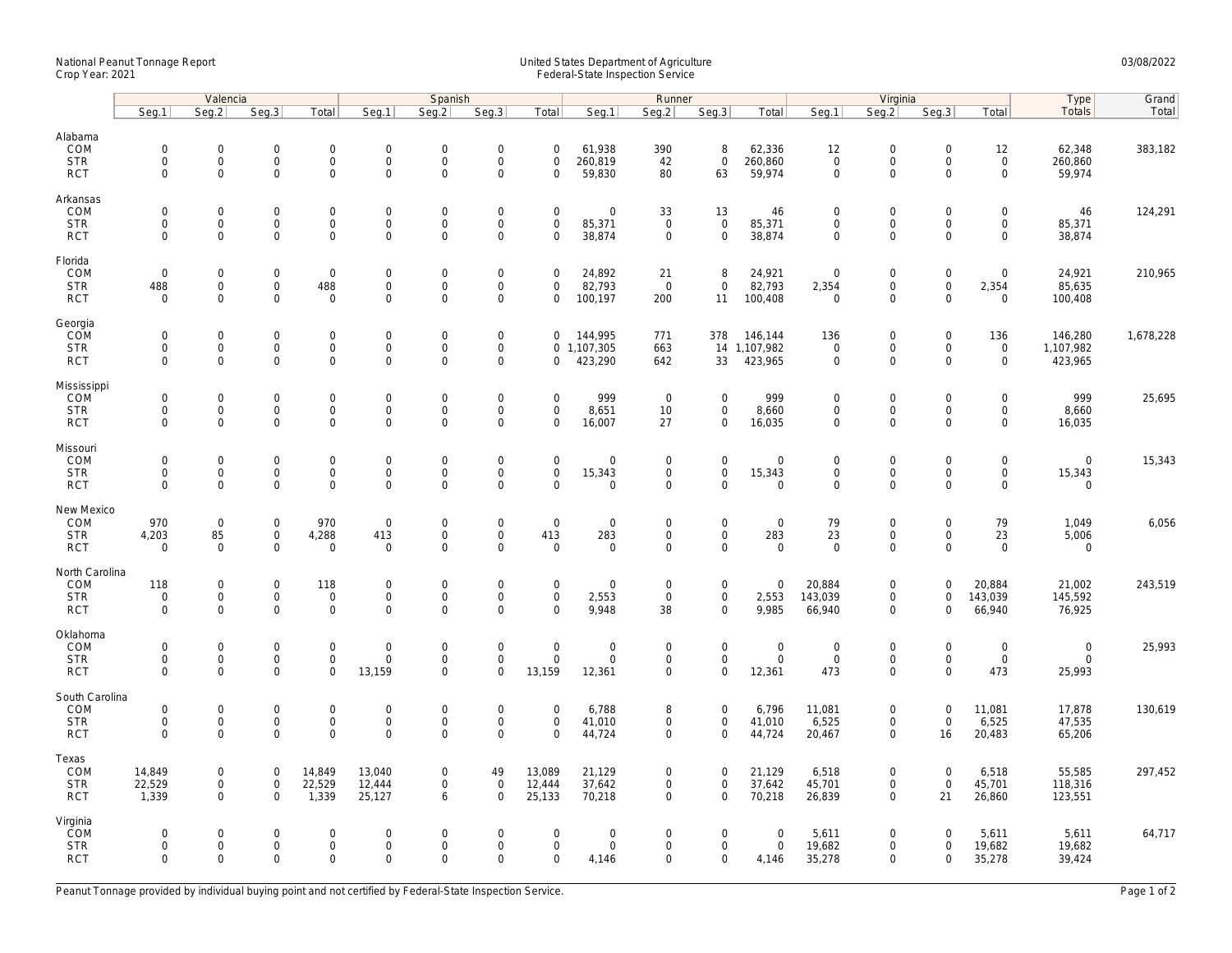National Peanut Tonnage Report
Crop Year: 2021

United States Department of Agriculture
Federal-State Inspection Service

03/08/2022

| | Valencia | | | | Spanish | | | | Runner | | | | Virginia | | | | Type | Grand |
|---|---|---|---|---|---|---|---|---|---|---|---|---|---|---|---|---|---|---|
| | Seg.1 | Seg.2 | Seg.3 | Total | Seg.1 | Seg.2 | Seg.3 | Total | Seg.1 | Seg.2 | Seg.3 | Total | Seg.1 | Seg.2 | Seg.3 | Total | Totals | Total |
| **Alabama** | | | | | | | | | | | | | | | | | | |
| COM | 0 | 0 | 0 | 0 | 0 | 0 | 0 | 0 | 61,938 | 390 | 8 | 62,336 | 12 | 0 | 0 | 12 | 62,348 | 383,182 |
| STR | 0 | 0 | 0 | 0 | 0 | 0 | 0 | 0 | 260,819 | 42 | 0 | 260,860 | 0 | 0 | 0 | 0 | 260,860 | |
| RCT | 0 | 0 | 0 | 0 | 0 | 0 | 0 | 0 | 59,830 | 80 | 63 | 59,974 | 0 | 0 | 0 | 0 | 59,974 | |
| **Arkansas** | | | | | | | | | | | | | | | | | | |
| COM | 0 | 0 | 0 | 0 | 0 | 0 | 0 | 0 | 0 | 33 | 13 | 46 | 0 | 0 | 0 | 0 | 46 | 124,291 |
| STR | 0 | 0 | 0 | 0 | 0 | 0 | 0 | 0 | 85,371 | 0 | 0 | 85,371 | 0 | 0 | 0 | 0 | 85,371 | |
| RCT | 0 | 0 | 0 | 0 | 0 | 0 | 0 | 0 | 38,874 | 0 | 0 | 38,874 | 0 | 0 | 0 | 0 | 38,874 | |
| **Florida** | | | | | | | | | | | | | | | | | | |
| COM | 0 | 0 | 0 | 0 | 0 | 0 | 0 | 0 | 24,892 | 21 | 8 | 24,921 | 0 | 0 | 0 | 0 | 24,921 | 210,965 |
| STR | 488 | 0 | 0 | 488 | 0 | 0 | 0 | 0 | 82,793 | 0 | 0 | 82,793 | 2,354 | 0 | 0 | 2,354 | 85,635 | |
| RCT | 0 | 0 | 0 | 0 | 0 | 0 | 0 | 0 | 100,197 | 200 | 11 | 100,408 | 0 | 0 | 0 | 0 | 100,408 | |
| **Georgia** | | | | | | | | | | | | | | | | | | |
| COM | 0 | 0 | 0 | 0 | 0 | 0 | 0 | 0 | 144,995 | 771 | 378 | 146,144 | 136 | 0 | 0 | 136 | 146,280 | 1,678,228 |
| STR | 0 | 0 | 0 | 0 | 0 | 0 | 0 | 0 | 1,107,305 | 663 | 14 | 1,107,982 | 0 | 0 | 0 | 0 | 1,107,982 | |
| RCT | 0 | 0 | 0 | 0 | 0 | 0 | 0 | 0 | 423,290 | 642 | 33 | 423,965 | 0 | 0 | 0 | 0 | 423,965 | |
| **Mississippi** | | | | | | | | | | | | | | | | | | |
| COM | 0 | 0 | 0 | 0 | 0 | 0 | 0 | 0 | 999 | 0 | 0 | 999 | 0 | 0 | 0 | 0 | 999 | 25,695 |
| STR | 0 | 0 | 0 | 0 | 0 | 0 | 0 | 0 | 8,651 | 10 | 0 | 8,660 | 0 | 0 | 0 | 0 | 8,660 | |
| RCT | 0 | 0 | 0 | 0 | 0 | 0 | 0 | 0 | 16,007 | 27 | 0 | 16,035 | 0 | 0 | 0 | 0 | 16,035 | |
| **Missouri** | | | | | | | | | | | | | | | | | | |
| COM | 0 | 0 | 0 | 0 | 0 | 0 | 0 | 0 | 0 | 0 | 0 | 0 | 0 | 0 | 0 | 0 | 0 | 15,343 |
| STR | 0 | 0 | 0 | 0 | 0 | 0 | 0 | 0 | 15,343 | 0 | 0 | 15,343 | 0 | 0 | 0 | 0 | 15,343 | |
| RCT | 0 | 0 | 0 | 0 | 0 | 0 | 0 | 0 | 0 | 0 | 0 | 0 | 0 | 0 | 0 | 0 | 0 | |
| **New Mexico** | | | | | | | | | | | | | | | | | | |
| COM | 970 | 0 | 0 | 970 | 0 | 0 | 0 | 0 | 0 | 0 | 0 | 0 | 79 | 0 | 0 | 79 | 1,049 | 6,056 |
| STR | 4,203 | 85 | 0 | 4,288 | 413 | 0 | 0 | 413 | 283 | 0 | 0 | 283 | 23 | 0 | 0 | 23 | 5,006 | |
| RCT | 0 | 0 | 0 | 0 | 0 | 0 | 0 | 0 | 0 | 0 | 0 | 0 | 0 | 0 | 0 | 0 | 0 | |
| **North Carolina** | | | | | | | | | | | | | | | | | | |
| COM | 118 | 0 | 0 | 118 | 0 | 0 | 0 | 0 | 0 | 0 | 0 | 0 | 20,884 | 0 | 0 | 20,884 | 21,002 | 243,519 |
| STR | 0 | 0 | 0 | 0 | 0 | 0 | 0 | 0 | 2,553 | 0 | 0 | 2,553 | 143,039 | 0 | 0 | 143,039 | 145,592 | |
| RCT | 0 | 0 | 0 | 0 | 0 | 0 | 0 | 0 | 9,948 | 38 | 0 | 9,985 | 66,940 | 0 | 0 | 66,940 | 76,925 | |
| **Oklahoma** | | | | | | | | | | | | | | | | | | |
| COM | 0 | 0 | 0 | 0 | 0 | 0 | 0 | 0 | 0 | 0 | 0 | 0 | 0 | 0 | 0 | 0 | 0 | 25,993 |
| STR | 0 | 0 | 0 | 0 | 0 | 0 | 0 | 0 | 0 | 0 | 0 | 0 | 0 | 0 | 0 | 0 | 0 | |
| RCT | 0 | 0 | 0 | 0 | 13,159 | 0 | 0 | 13,159 | 12,361 | 0 | 0 | 12,361 | 473 | 0 | 0 | 473 | 25,993 | |
| **South Carolina** | | | | | | | | | | | | | | | | | | |
| COM | 0 | 0 | 0 | 0 | 0 | 0 | 0 | 0 | 6,788 | 8 | 0 | 6,796 | 11,081 | 0 | 0 | 11,081 | 17,878 | 130,619 |
| STR | 0 | 0 | 0 | 0 | 0 | 0 | 0 | 0 | 41,010 | 0 | 0 | 41,010 | 6,525 | 0 | 0 | 6,525 | 47,535 | |
| RCT | 0 | 0 | 0 | 0 | 0 | 0 | 0 | 0 | 44,724 | 0 | 0 | 44,724 | 20,467 | 0 | 16 | 20,483 | 65,206 | |
| **Texas** | | | | | | | | | | | | | | | | | | |
| COM | 14,849 | 0 | 0 | 14,849 | 13,040 | 0 | 49 | 13,089 | 21,129 | 0 | 0 | 21,129 | 6,518 | 0 | 0 | 6,518 | 55,585 | 297,452 |
| STR | 22,529 | 0 | 0 | 22,529 | 12,444 | 0 | 0 | 12,444 | 37,642 | 0 | 0 | 37,642 | 45,701 | 0 | 0 | 45,701 | 118,316 | |
| RCT | 1,339 | 0 | 0 | 1,339 | 25,127 | 6 | 0 | 25,133 | 70,218 | 0 | 0 | 70,218 | 26,839 | 0 | 21 | 26,860 | 123,551 | |
| **Virginia** | | | | | | | | | | | | | | | | | | |
| COM | 0 | 0 | 0 | 0 | 0 | 0 | 0 | 0 | 0 | 0 | 0 | 0 | 5,611 | 0 | 0 | 5,611 | 5,611 | 64,717 |
| STR | 0 | 0 | 0 | 0 | 0 | 0 | 0 | 0 | 0 | 0 | 0 | 0 | 19,682 | 0 | 0 | 19,682 | 19,682 | |
| RCT | 0 | 0 | 0 | 0 | 0 | 0 | 0 | 0 | 4,146 | 0 | 0 | 4,146 | 35,278 | 0 | 0 | 35,278 | 39,424 | |

Peanut Tonnage provided by individual buying point and not certified by Federal-State Inspection Service.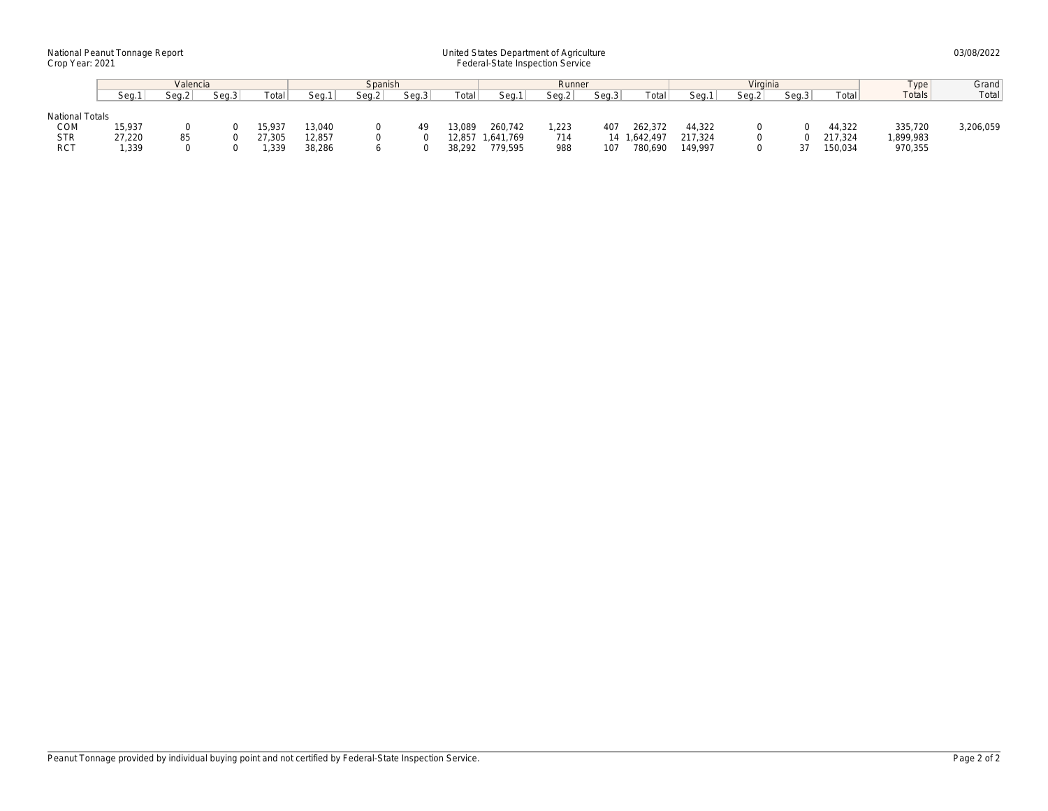National Peanut Tonnage Report
Crop Year: 2021

United States Department of Agriculture
Federal-State Inspection Service

03/08/2022

| | Valencia | | | | Spanish | | | | Runner | | | | Virginia | | | | Type | Grand |
|---|---|---|---|---|---|---|---|---|---|---|---|---|---|---|---|---|---|---|
| | Seg.1 | Seg.2 | Seg.3 | Total | Seg.1 | Seg.2 | Seg.3 | Total | Seg.1 | Seg.2 | Seg.3 | Total | Seg.1 | Seg.2 | Seg.3 | Total | Totals | Total |
| National Totals | | | | | | | | | | | | | | | | | | |
| COM | 15,937 | 0 | 0 | 15,937 | 13,040 | 0 | 49 | 13,089 | 260,742 | 1,223 | 407 | 262,372 | 44,322 | 0 | 0 | 44,322 | 335,720 | 3,206,059 |
| STR | 27,220 | 85 | 0 | 27,305 | 12,857 | 0 | 0 | 12,857 | 1,641,769 | 714 | 14 | 1,642,497 | 217,324 | 0 | 0 | 217,324 | 1,899,983 | |
| RCT | 1,339 | 0 | 0 | 1,339 | 38,286 | 6 | 0 | 38,292 | 779,595 | 988 | 107 | 780,690 | 149,997 | 0 | 37 | 150,034 | 970,355 | |

Peanut Tonnage provided by individual buying point and not certified by Federal-State Inspection Service.